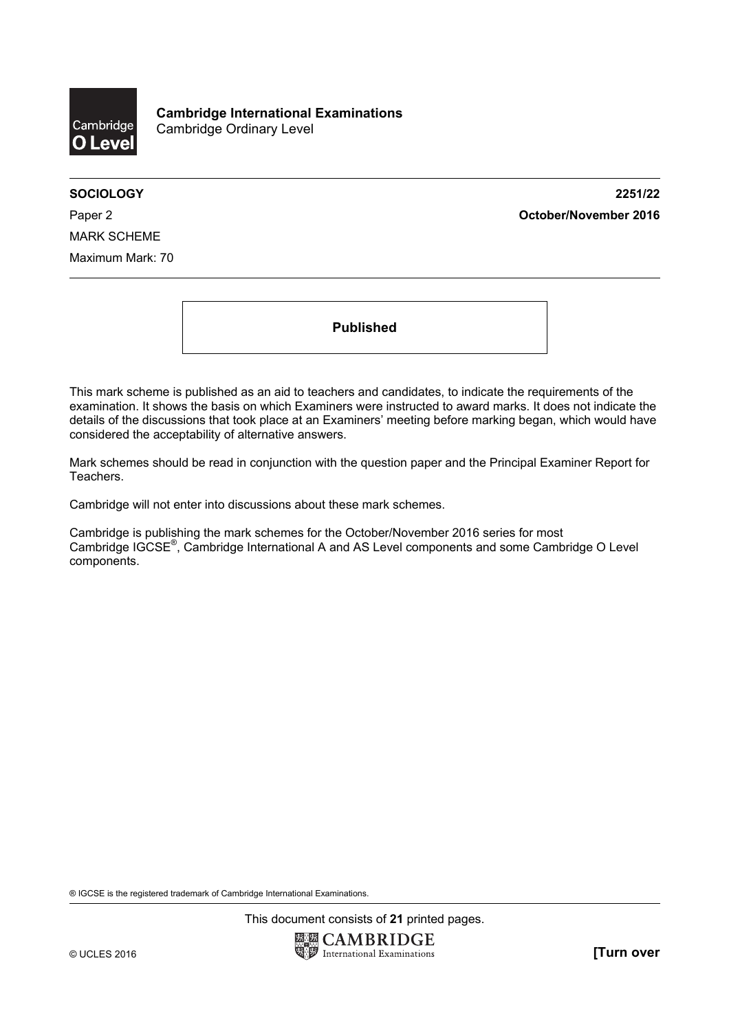**Cambridge International Examinations**
Cambridge Ordinary Level

**SOCIOLOGY** **2251/22**

Paper 2 **October/November 2016**

MARK SCHEME

Maximum Mark: 70

**Published**

This mark scheme is published as an aid to teachers and candidates, to indicate the requirements of the examination. It shows the basis on which Examiners were instructed to award marks. It does not indicate the details of the discussions that took place at an Examiners' meeting before marking began, which would have considered the acceptability of alternative answers.

Mark schemes should be read in conjunction with the question paper and the Principal Examiner Report for Teachers.

Cambridge will not enter into discussions about these mark schemes.

Cambridge is publishing the mark schemes for the October/November 2016 series for most Cambridge IGCSE®, Cambridge International A and AS Level components and some Cambridge O Level components.

® IGCSE is the registered trademark of Cambridge International Examinations.

This document consists of **21** printed pages.

© UCLES 2016 **[Turn over**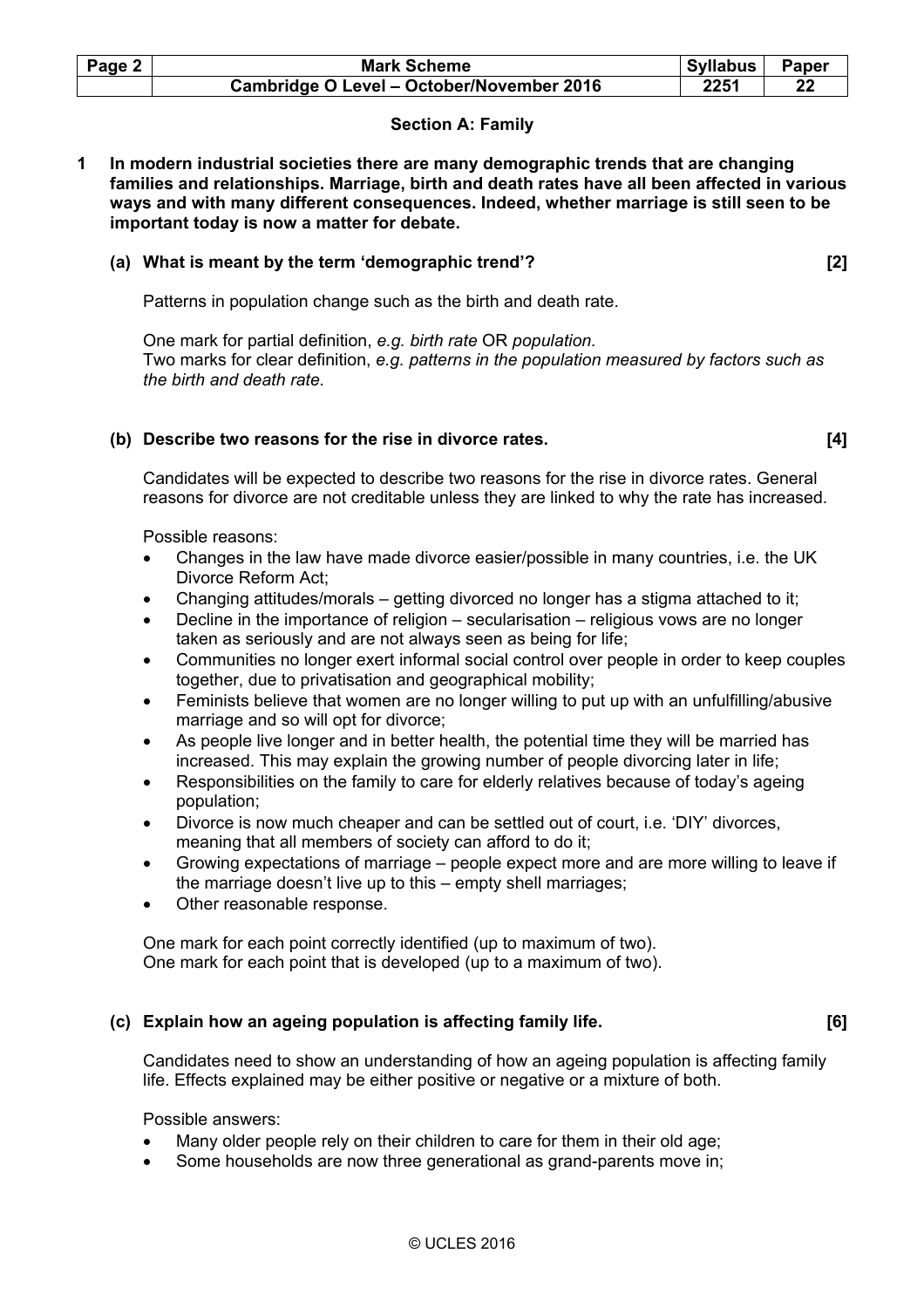## Section A: Family

**1 In modern industrial societies there are many demographic trends that are changing families and relationships. Marriage, birth and death rates have all been affected in various ways and with many different consequences. Indeed, whether marriage is still seen to be important today is now a matter for debate.**

**(a) What is meant by the term 'demographic trend'? [2]**

Patterns in population change such as the birth and death rate.

One mark for partial definition, *e.g. birth rate* OR *population.*
Two marks for clear definition, *e.g. patterns in the population measured by factors such as the birth and death rate.*

**(b) Describe two reasons for the rise in divorce rates. [4]**

Candidates will be expected to describe two reasons for the rise in divorce rates. General reasons for divorce are not creditable unless they are linked to why the rate has increased.

Possible reasons:

- Changes in the law have made divorce easier/possible in many countries, i.e. the UK Divorce Reform Act;
- Changing attitudes/morals – getting divorced no longer has a stigma attached to it;
- Decline in the importance of religion – secularisation – religious vows are no longer taken as seriously and are not always seen as being for life;
- Communities no longer exert informal social control over people in order to keep couples together, due to privatisation and geographical mobility;
- Feminists believe that women are no longer willing to put up with an unfulfilling/abusive marriage and so will opt for divorce;
- As people live longer and in better health, the potential time they will be married has increased. This may explain the growing number of people divorcing later in life;
- Responsibilities on the family to care for elderly relatives because of today's ageing population;
- Divorce is now much cheaper and can be settled out of court, i.e. 'DIY' divorces, meaning that all members of society can afford to do it;
- Growing expectations of marriage – people expect more and are more willing to leave if the marriage doesn't live up to this – empty shell marriages;
- Other reasonable response.

One mark for each point correctly identified (up to maximum of two).
One mark for each point that is developed (up to a maximum of two).

**(c) Explain how an ageing population is affecting family life. [6]**

Candidates need to show an understanding of how an ageing population is affecting family life. Effects explained may be either positive or negative or a mixture of both.

Possible answers:

- Many older people rely on their children to care for them in their old age;
- Some households are now three generational as grand-parents move in;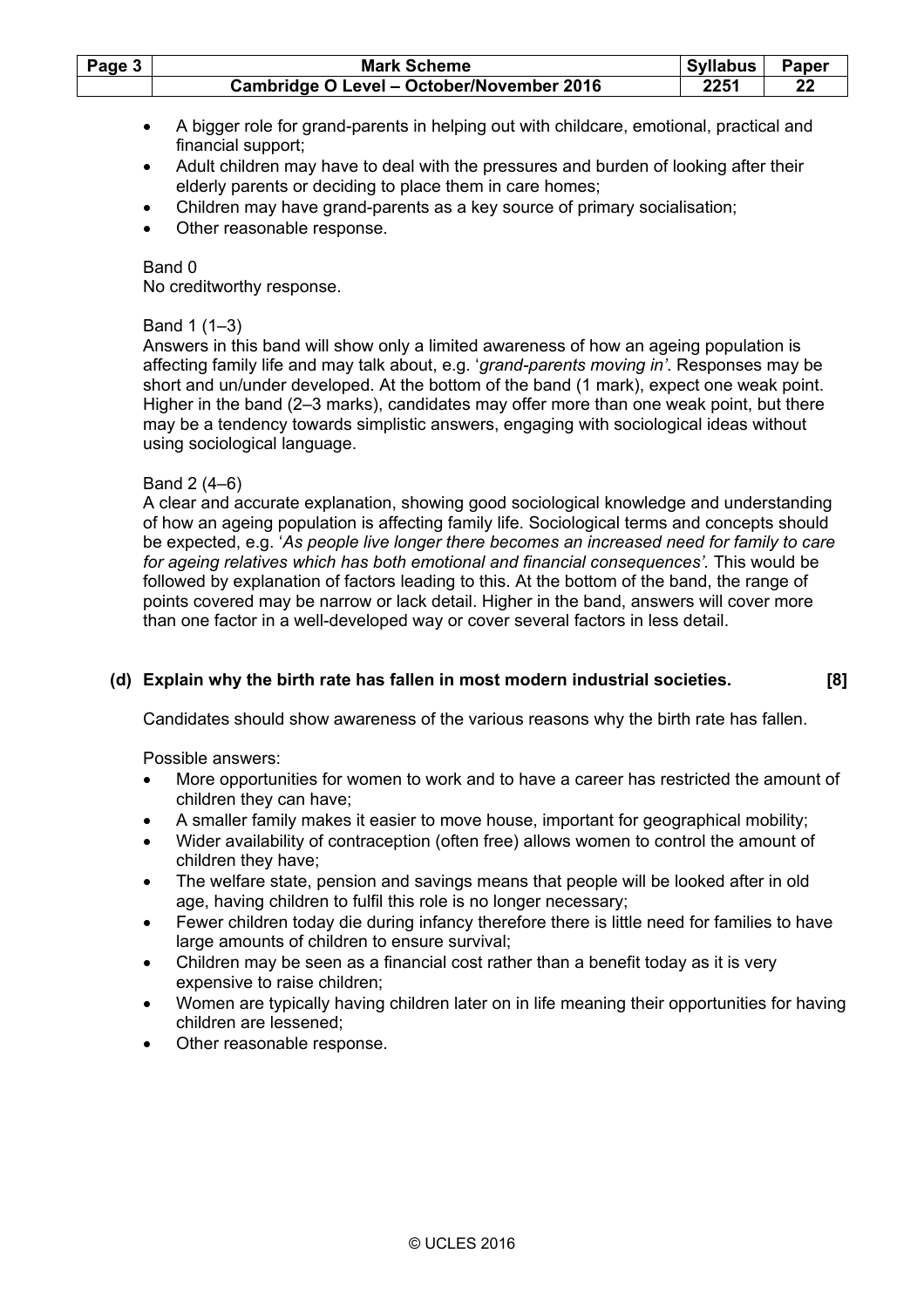- A bigger role for grand-parents in helping out with childcare, emotional, practical and financial support;
- Adult children may have to deal with the pressures and burden of looking after their elderly parents or deciding to place them in care homes;
- Children may have grand-parents as a key source of primary socialisation;
- Other reasonable response.

Band 0
No creditworthy response.

Band 1 (1–3)
Answers in this band will show only a limited awareness of how an ageing population is affecting family life and may talk about, e.g. '*grand-parents moving in*'. Responses may be short and un/under developed. At the bottom of the band (1 mark), expect one weak point. Higher in the band (2–3 marks), candidates may offer more than one weak point, but there may be a tendency towards simplistic answers, engaging with sociological ideas without using sociological language.

Band 2 (4–6)
A clear and accurate explanation, showing good sociological knowledge and understanding of how an ageing population is affecting family life. Sociological terms and concepts should be expected, e.g. '*As people live longer there becomes an increased need for family to care for ageing relatives which has both emotional and financial consequences'.* This would be followed by explanation of factors leading to this. At the bottom of the band, the range of points covered may be narrow or lack detail. Higher in the band, answers will cover more than one factor in a well-developed way or cover several factors in less detail.

**(d) Explain why the birth rate has fallen in most modern industrial societies. [8]**

Candidates should show awareness of the various reasons why the birth rate has fallen.

Possible answers:

- More opportunities for women to work and to have a career has restricted the amount of children they can have;
- A smaller family makes it easier to move house, important for geographical mobility;
- Wider availability of contraception (often free) allows women to control the amount of children they have;
- The welfare state, pension and savings means that people will be looked after in old age, having children to fulfil this role is no longer necessary;
- Fewer children today die during infancy therefore there is little need for families to have large amounts of children to ensure survival;
- Children may be seen as a financial cost rather than a benefit today as it is very expensive to raise children;
- Women are typically having children later on in life meaning their opportunities for having children are lessened;
- Other reasonable response.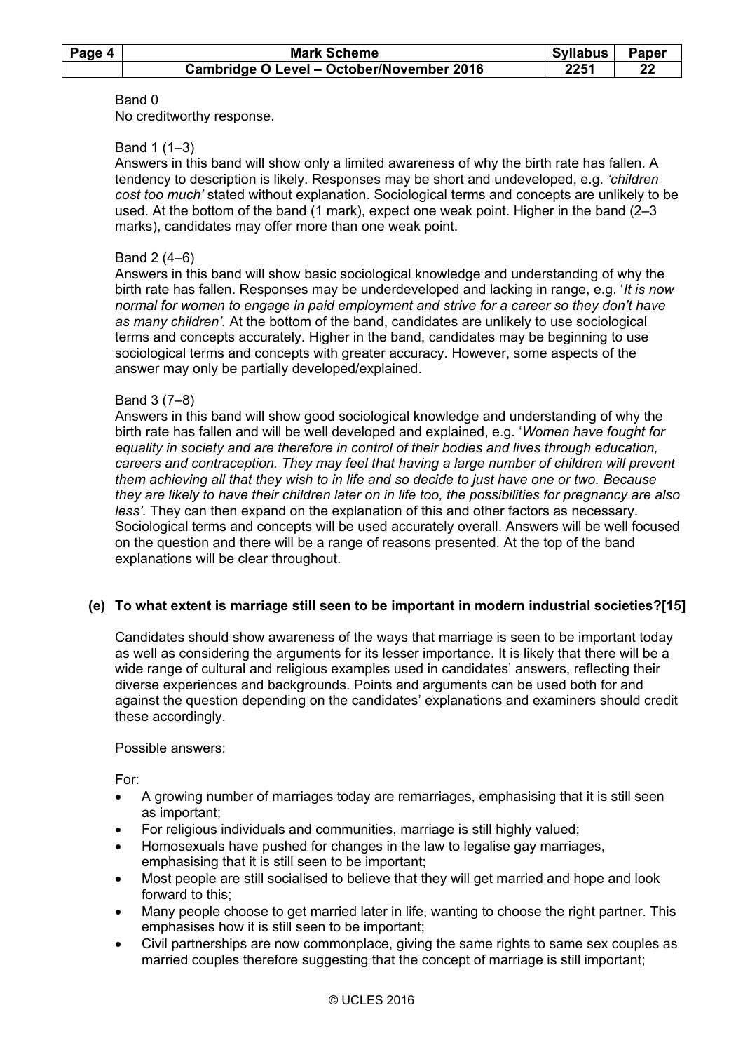Band 0
No creditworthy response.

Band 1 (1–3)
Answers in this band will show only a limited awareness of why the birth rate has fallen. A tendency to description is likely. Responses may be short and undeveloped, e.g. *'children cost too much'* stated without explanation. Sociological terms and concepts are unlikely to be used. At the bottom of the band (1 mark), expect one weak point. Higher in the band (2–3 marks), candidates may offer more than one weak point.

Band 2 (4–6)
Answers in this band will show basic sociological knowledge and understanding of why the birth rate has fallen. Responses may be underdeveloped and lacking in range, e.g. '*It is now normal for women to engage in paid employment and strive for a career so they don't have as many children'*. At the bottom of the band, candidates are unlikely to use sociological terms and concepts accurately. Higher in the band, candidates may be beginning to use sociological terms and concepts with greater accuracy. However, some aspects of the answer may only be partially developed/explained.

Band 3 (7–8)
Answers in this band will show good sociological knowledge and understanding of why the birth rate has fallen and will be well developed and explained, e.g. '*Women have fought for equality in society and are therefore in control of their bodies and lives through education, careers and contraception. They may feel that having a large number of children will prevent them achieving all that they wish to in life and so decide to just have one or two. Because they are likely to have their children later on in life too, the possibilities for pregnancy are also less'*. They can then expand on the explanation of this and other factors as necessary. Sociological terms and concepts will be used accurately overall. Answers will be well focused on the question and there will be a range of reasons presented. At the top of the band explanations will be clear throughout.

**(e) To what extent is marriage still seen to be important in modern industrial societies?[15]**

Candidates should show awareness of the ways that marriage is seen to be important today as well as considering the arguments for its lesser importance. It is likely that there will be a wide range of cultural and religious examples used in candidates' answers, reflecting their diverse experiences and backgrounds. Points and arguments can be used both for and against the question depending on the candidates' explanations and examiners should credit these accordingly.

Possible answers:

For:

- A growing number of marriages today are remarriages, emphasising that it is still seen as important;
- For religious individuals and communities, marriage is still highly valued;
- Homosexuals have pushed for changes in the law to legalise gay marriages, emphasising that it is still seen to be important;
- Most people are still socialised to believe that they will get married and hope and look forward to this;
- Many people choose to get married later in life, wanting to choose the right partner. This emphasises how it is still seen to be important;
- Civil partnerships are now commonplace, giving the same rights to same sex couples as married couples therefore suggesting that the concept of marriage is still important;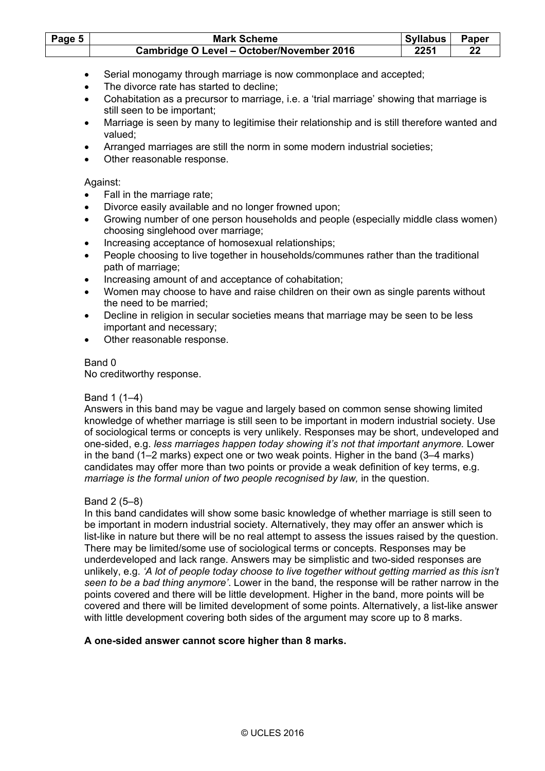- Serial monogamy through marriage is now commonplace and accepted;
- The divorce rate has started to decline;
- Cohabitation as a precursor to marriage, i.e. a 'trial marriage' showing that marriage is still seen to be important;
- Marriage is seen by many to legitimise their relationship and is still therefore wanted and valued;
- Arranged marriages are still the norm in some modern industrial societies;
- Other reasonable response.

Against:

- Fall in the marriage rate;
- Divorce easily available and no longer frowned upon;
- Growing number of one person households and people (especially middle class women) choosing singlehood over marriage;
- Increasing acceptance of homosexual relationships;
- People choosing to live together in households/communes rather than the traditional path of marriage;
- Increasing amount of and acceptance of cohabitation;
- Women may choose to have and raise children on their own as single parents without the need to be married;
- Decline in religion in secular societies means that marriage may be seen to be less important and necessary;
- Other reasonable response.

Band 0
No creditworthy response.

Band 1 (1–4)
Answers in this band may be vague and largely based on common sense showing limited knowledge of whether marriage is still seen to be important in modern industrial society. Use of sociological terms or concepts is very unlikely. Responses may be short, undeveloped and one-sided, e.g. *less marriages happen today showing it's not that important anymore.* Lower in the band (1–2 marks) expect one or two weak points. Higher in the band (3–4 marks) candidates may offer more than two points or provide a weak definition of key terms, e.g. *marriage is the formal union of two people recognised by law,* in the question.

Band 2 (5–8)
In this band candidates will show some basic knowledge of whether marriage is still seen to be important in modern industrial society. Alternatively, they may offer an answer which is list-like in nature but there will be no real attempt to assess the issues raised by the question. There may be limited/some use of sociological terms or concepts. Responses may be underdeveloped and lack range. Answers may be simplistic and two-sided responses are unlikely, e.g. *'A lot of people today choose to live together without getting married as this isn't seen to be a bad thing anymore'*. Lower in the band, the response will be rather narrow in the points covered and there will be little development. Higher in the band, more points will be covered and there will be limited development of some points. Alternatively, a list-like answer with little development covering both sides of the argument may score up to 8 marks.

**A one-sided answer cannot score higher than 8 marks.**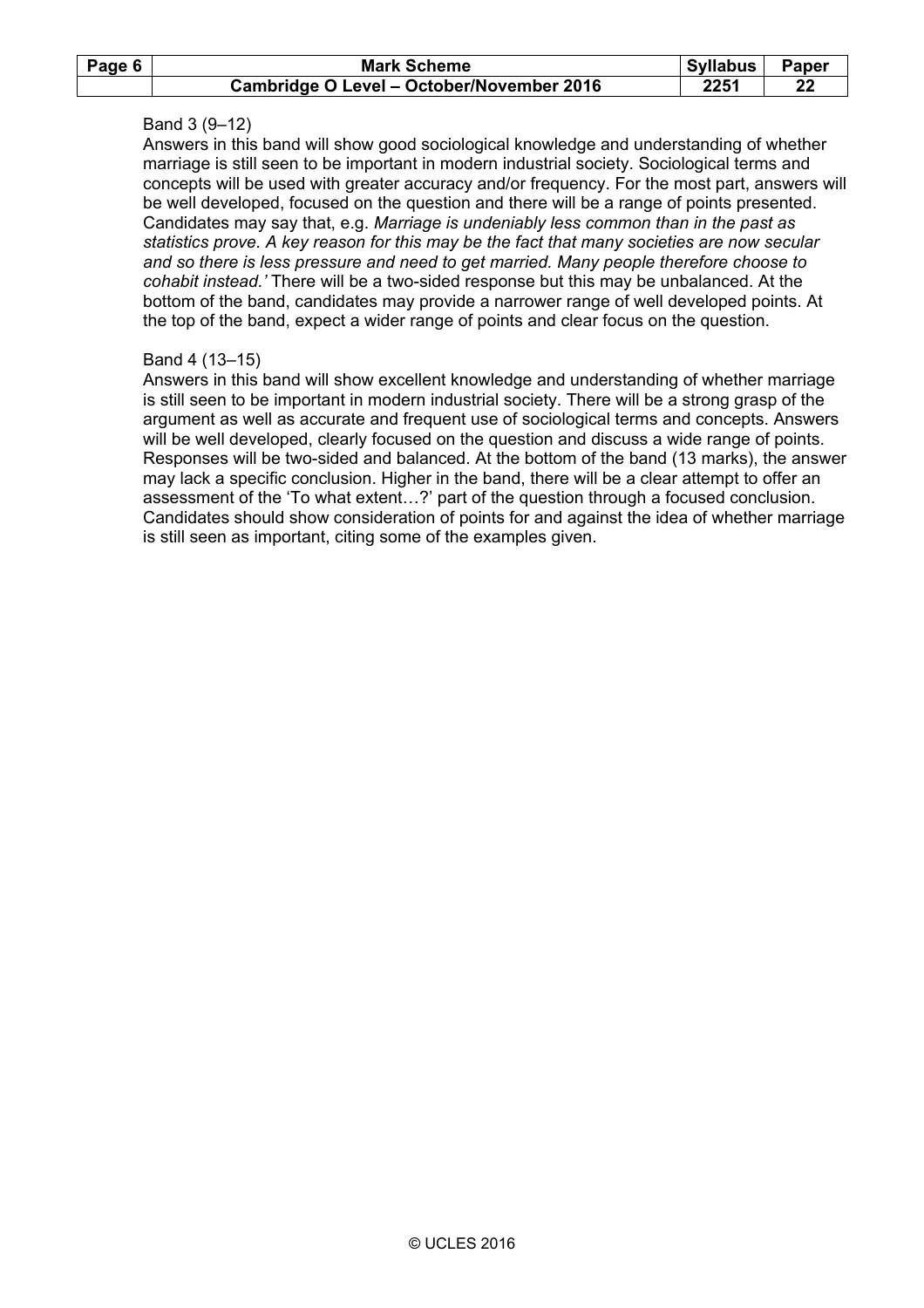Band 3 (9–12)

Answers in this band will show good sociological knowledge and understanding of whether marriage is still seen to be important in modern industrial society. Sociological terms and concepts will be used with greater accuracy and/or frequency. For the most part, answers will be well developed, focused on the question and there will be a range of points presented. Candidates may say that, e.g. *Marriage is undeniably less common than in the past as statistics prove. A key reason for this may be the fact that many societies are now secular and so there is less pressure and need to get married. Many people therefore choose to cohabit instead.'* There will be a two-sided response but this may be unbalanced. At the bottom of the band, candidates may provide a narrower range of well developed points. At the top of the band, expect a wider range of points and clear focus on the question.

Band 4 (13–15)

Answers in this band will show excellent knowledge and understanding of whether marriage is still seen to be important in modern industrial society. There will be a strong grasp of the argument as well as accurate and frequent use of sociological terms and concepts. Answers will be well developed, clearly focused on the question and discuss a wide range of points. Responses will be two-sided and balanced. At the bottom of the band (13 marks), the answer may lack a specific conclusion. Higher in the band, there will be a clear attempt to offer an assessment of the 'To what extent…?' part of the question through a focused conclusion. Candidates should show consideration of points for and against the idea of whether marriage is still seen as important, citing some of the examples given.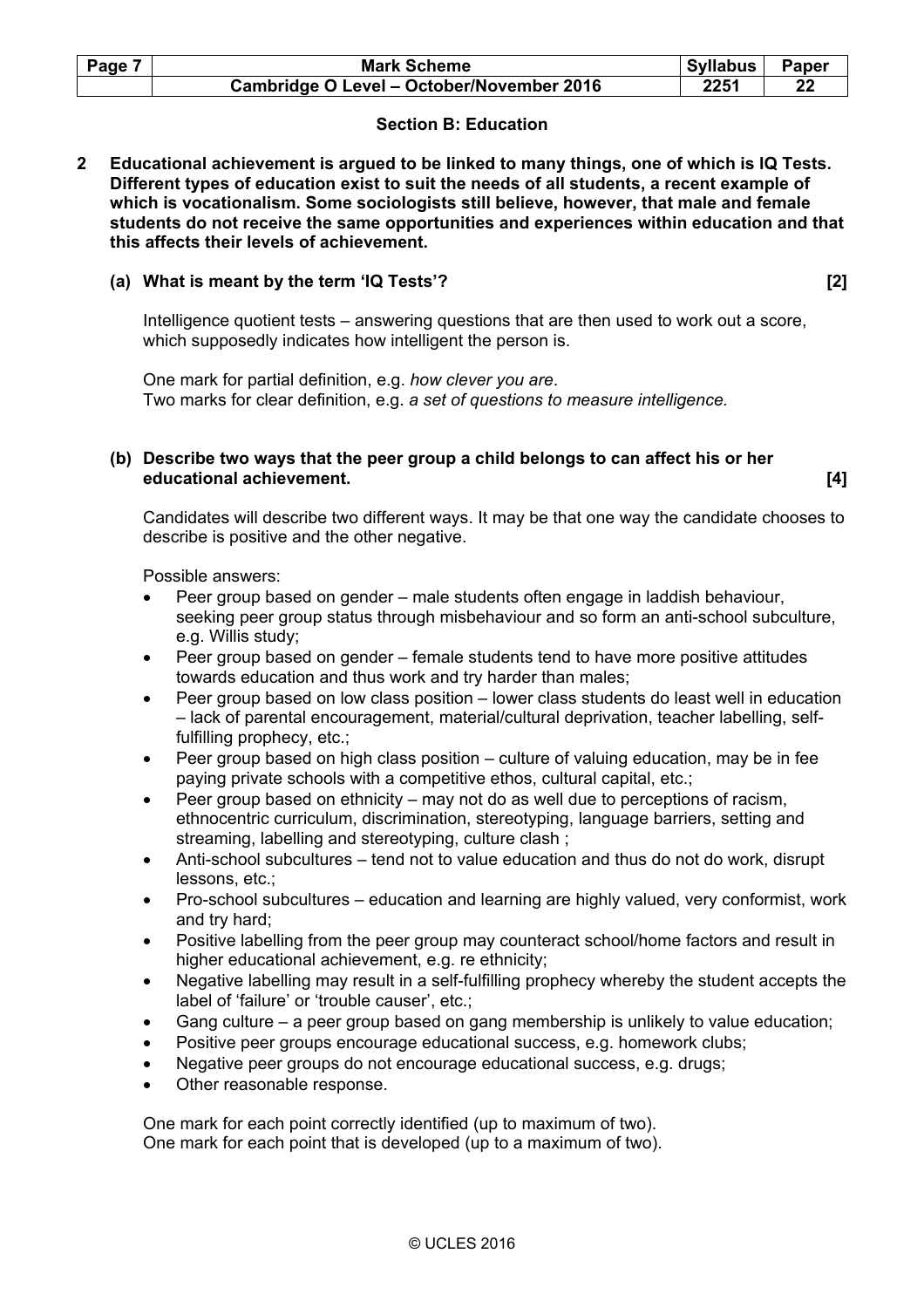## Section B: Education

**2 Educational achievement is argued to be linked to many things, one of which is IQ Tests. Different types of education exist to suit the needs of all students, a recent example of which is vocationalism. Some sociologists still believe, however, that male and female students do not receive the same opportunities and experiences within education and that this affects their levels of achievement.**

**(a) What is meant by the term 'IQ Tests'? [2]**

Intelligence quotient tests – answering questions that are then used to work out a score, which supposedly indicates how intelligent the person is.

One mark for partial definition, e.g. *how clever you are*.
Two marks for clear definition, e.g. *a set of questions to measure intelligence.*

**(b) Describe two ways that the peer group a child belongs to can affect his or her educational achievement. [4]**

Candidates will describe two different ways. It may be that one way the candidate chooses to describe is positive and the other negative.

Possible answers:

- Peer group based on gender – male students often engage in laddish behaviour, seeking peer group status through misbehaviour and so form an anti-school subculture, e.g. Willis study;
- Peer group based on gender – female students tend to have more positive attitudes towards education and thus work and try harder than males;
- Peer group based on low class position – lower class students do least well in education – lack of parental encouragement, material/cultural deprivation, teacher labelling, self-fulfilling prophecy, etc.;
- Peer group based on high class position – culture of valuing education, may be in fee paying private schools with a competitive ethos, cultural capital, etc.;
- Peer group based on ethnicity – may not do as well due to perceptions of racism, ethnocentric curriculum, discrimination, stereotyping, language barriers, setting and streaming, labelling and stereotyping, culture clash ;
- Anti-school subcultures – tend not to value education and thus do not do work, disrupt lessons, etc.;
- Pro-school subcultures – education and learning are highly valued, very conformist, work and try hard;
- Positive labelling from the peer group may counteract school/home factors and result in higher educational achievement, e.g. re ethnicity;
- Negative labelling may result in a self-fulfilling prophecy whereby the student accepts the label of 'failure' or 'trouble causer', etc.;
- Gang culture – a peer group based on gang membership is unlikely to value education;
- Positive peer groups encourage educational success, e.g. homework clubs;
- Negative peer groups do not encourage educational success, e.g. drugs;
- Other reasonable response.

One mark for each point correctly identified (up to maximum of two).
One mark for each point that is developed (up to a maximum of two).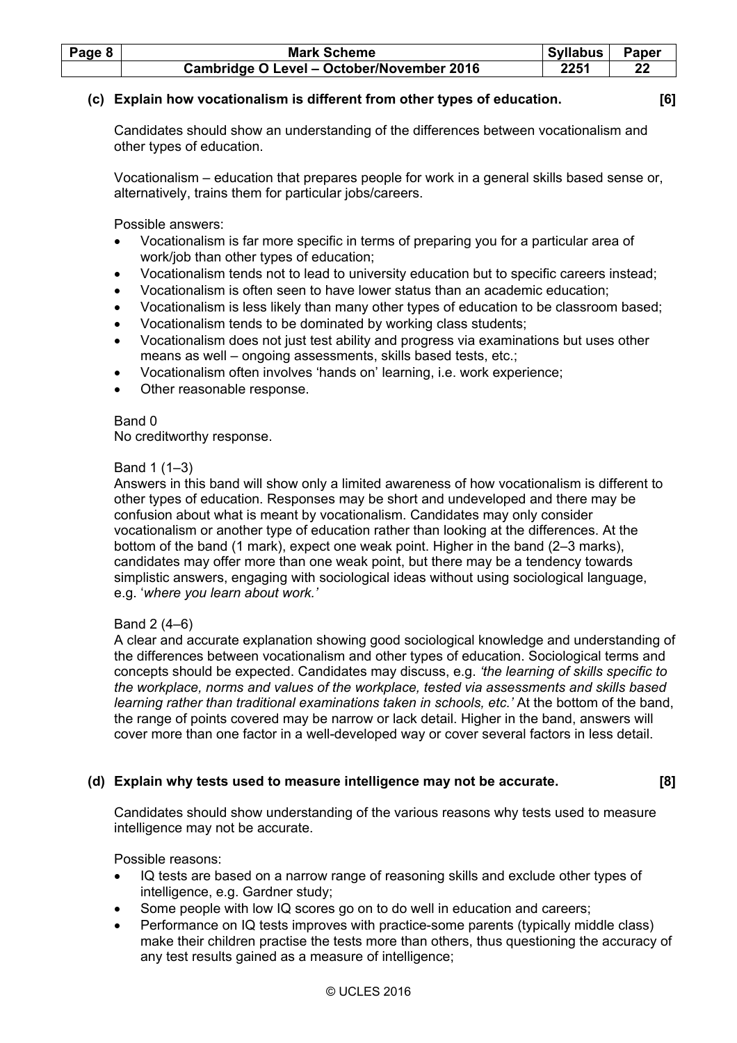**(c) Explain how vocationalism is different from other types of education. [6]**

Candidates should show an understanding of the differences between vocationalism and other types of education.

Vocationalism – education that prepares people for work in a general skills based sense or, alternatively, trains them for particular jobs/careers.

Possible answers:

- Vocationalism is far more specific in terms of preparing you for a particular area of work/job than other types of education;
- Vocationalism tends not to lead to university education but to specific careers instead;
- Vocationalism is often seen to have lower status than an academic education;
- Vocationalism is less likely than many other types of education to be classroom based;
- Vocationalism tends to be dominated by working class students;
- Vocationalism does not just test ability and progress via examinations but uses other means as well – ongoing assessments, skills based tests, etc.;
- Vocationalism often involves 'hands on' learning, i.e. work experience;
- Other reasonable response.

Band 0
No creditworthy response.

Band 1 (1–3)
Answers in this band will show only a limited awareness of how vocationalism is different to other types of education. Responses may be short and undeveloped and there may be confusion about what is meant by vocationalism. Candidates may only consider vocationalism or another type of education rather than looking at the differences. At the bottom of the band (1 mark), expect one weak point. Higher in the band (2–3 marks), candidates may offer more than one weak point, but there may be a tendency towards simplistic answers, engaging with sociological ideas without using sociological language, e.g. '*where you learn about work.*'

Band 2 (4–6)
A clear and accurate explanation showing good sociological knowledge and understanding of the differences between vocationalism and other types of education. Sociological terms and concepts should be expected. Candidates may discuss, e.g. *'the learning of skills specific to the workplace, norms and values of the workplace, tested via assessments and skills based learning rather than traditional examinations taken in schools, etc.'* At the bottom of the band, the range of points covered may be narrow or lack detail. Higher in the band, answers will cover more than one factor in a well-developed way or cover several factors in less detail.

**(d) Explain why tests used to measure intelligence may not be accurate. [8]**

Candidates should show understanding of the various reasons why tests used to measure intelligence may not be accurate.

Possible reasons:

- IQ tests are based on a narrow range of reasoning skills and exclude other types of intelligence, e.g. Gardner study;
- Some people with low IQ scores go on to do well in education and careers;
- Performance on IQ tests improves with practice-some parents (typically middle class) make their children practise the tests more than others, thus questioning the accuracy of any test results gained as a measure of intelligence;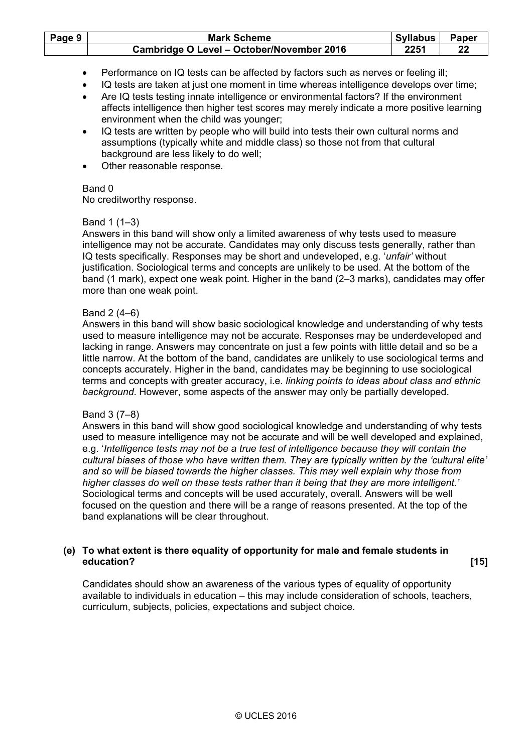- Performance on IQ tests can be affected by factors such as nerves or feeling ill;
- IQ tests are taken at just one moment in time whereas intelligence develops over time;
- Are IQ tests testing innate intelligence or environmental factors? If the environment affects intelligence then higher test scores may merely indicate a more positive learning environment when the child was younger;
- IQ tests are written by people who will build into tests their own cultural norms and assumptions (typically white and middle class) so those not from that cultural background are less likely to do well;
- Other reasonable response.

Band 0
No creditworthy response.

Band 1 (1–3)
Answers in this band will show only a limited awareness of why tests used to measure intelligence may not be accurate. Candidates may only discuss tests generally, rather than IQ tests specifically. Responses may be short and undeveloped, e.g. '*unfair'* without justification. Sociological terms and concepts are unlikely to be used. At the bottom of the band (1 mark), expect one weak point. Higher in the band (2–3 marks), candidates may offer more than one weak point.

Band 2 (4–6)
Answers in this band will show basic sociological knowledge and understanding of why tests used to measure intelligence may not be accurate. Responses may be underdeveloped and lacking in range. Answers may concentrate on just a few points with little detail and so be a little narrow. At the bottom of the band, candidates are unlikely to use sociological terms and concepts accurately. Higher in the band, candidates may be beginning to use sociological terms and concepts with greater accuracy, i.e. *linking points to ideas about class and ethnic background*. However, some aspects of the answer may only be partially developed.

Band 3 (7–8)
Answers in this band will show good sociological knowledge and understanding of why tests used to measure intelligence may not be accurate and will be well developed and explained, e.g. '*Intelligence tests may not be a true test of intelligence because they will contain the cultural biases of those who have written them. They are typically written by the 'cultural elite' and so will be biased towards the higher classes. This may well explain why those from higher classes do well on these tests rather than it being that they are more intelligent.'* Sociological terms and concepts will be used accurately, overall. Answers will be well focused on the question and there will be a range of reasons presented. At the top of the band explanations will be clear throughout.

**(e) To what extent is there equality of opportunity for male and female students in education? [15]**

Candidates should show an awareness of the various types of equality of opportunity available to individuals in education – this may include consideration of schools, teachers, curriculum, subjects, policies, expectations and subject choice.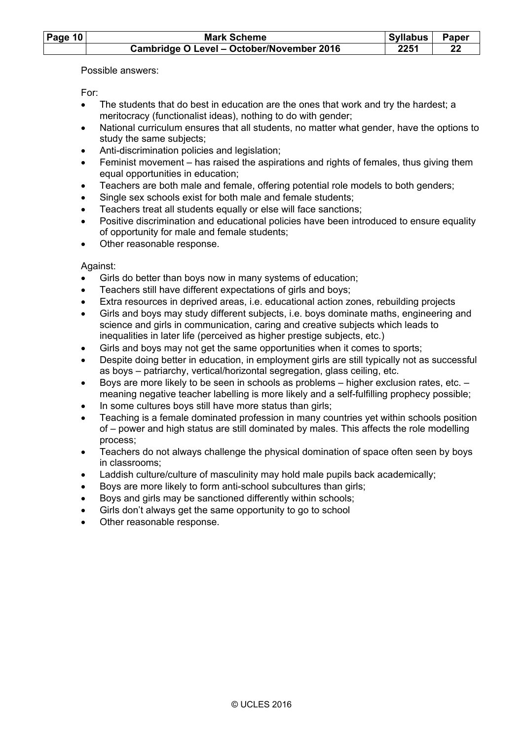Possible answers:

For:

- The students that do best in education are the ones that work and try the hardest; a meritocracy (functionalist ideas), nothing to do with gender;
- National curriculum ensures that all students, no matter what gender, have the options to study the same subjects;
- Anti-discrimination policies and legislation;
- Feminist movement – has raised the aspirations and rights of females, thus giving them equal opportunities in education;
- Teachers are both male and female, offering potential role models to both genders;
- Single sex schools exist for both male and female students;
- Teachers treat all students equally or else will face sanctions;
- Positive discrimination and educational policies have been introduced to ensure equality of opportunity for male and female students;
- Other reasonable response.

Against:

- Girls do better than boys now in many systems of education;
- Teachers still have different expectations of girls and boys;
- Extra resources in deprived areas, i.e. educational action zones, rebuilding projects
- Girls and boys may study different subjects, i.e. boys dominate maths, engineering and science and girls in communication, caring and creative subjects which leads to inequalities in later life (perceived as higher prestige subjects, etc.)
- Girls and boys may not get the same opportunities when it comes to sports;
- Despite doing better in education, in employment girls are still typically not as successful as boys – patriarchy, vertical/horizontal segregation, glass ceiling, etc.
- Boys are more likely to be seen in schools as problems – higher exclusion rates, etc. – meaning negative teacher labelling is more likely and a self-fulfilling prophecy possible;
- In some cultures boys still have more status than girls;
- Teaching is a female dominated profession in many countries yet within schools position of – power and high status are still dominated by males. This affects the role modelling process;
- Teachers do not always challenge the physical domination of space often seen by boys in classrooms;
- Laddish culture/culture of masculinity may hold male pupils back academically;
- Boys are more likely to form anti-school subcultures than girls;
- Boys and girls may be sanctioned differently within schools;
- Girls don't always get the same opportunity to go to school
- Other reasonable response.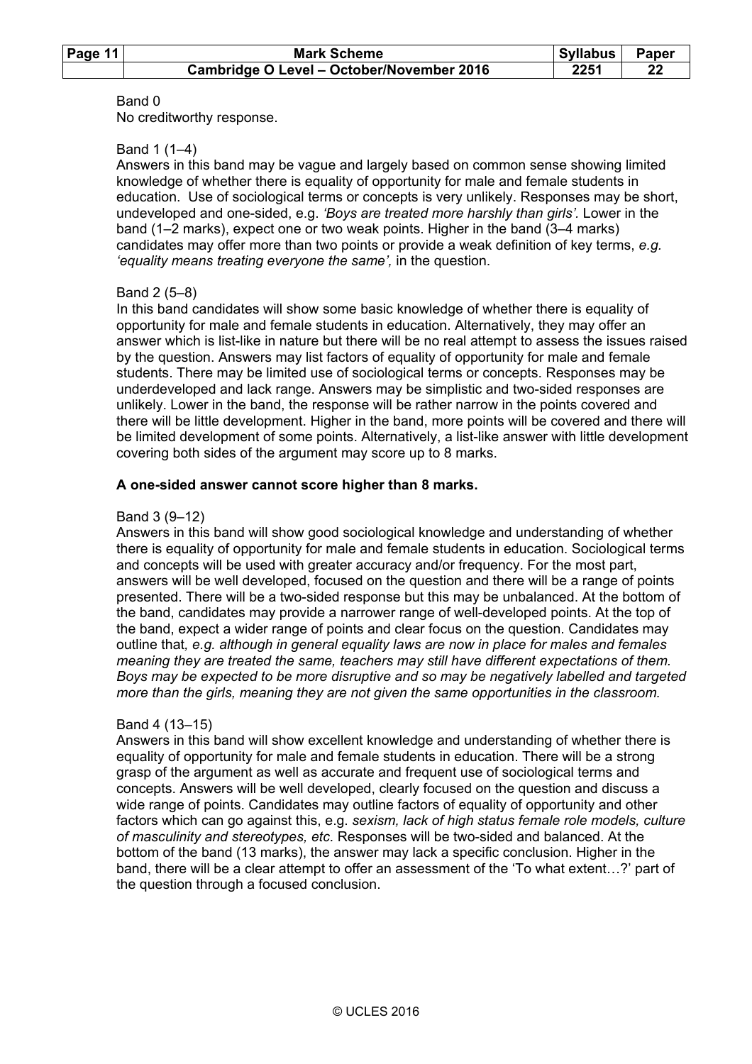Band 0
No creditworthy response.

Band 1 (1–4)
Answers in this band may be vague and largely based on common sense showing limited knowledge of whether there is equality of opportunity for male and female students in education. Use of sociological terms or concepts is very unlikely. Responses may be short, undeveloped and one-sided, e.g. *'Boys are treated more harshly than girls'.* Lower in the band (1–2 marks), expect one or two weak points. Higher in the band (3–4 marks) candidates may offer more than two points or provide a weak definition of key terms, *e.g. 'equality means treating everyone the same',* in the question.

Band 2 (5–8)
In this band candidates will show some basic knowledge of whether there is equality of opportunity for male and female students in education. Alternatively, they may offer an answer which is list-like in nature but there will be no real attempt to assess the issues raised by the question. Answers may list factors of equality of opportunity for male and female students. There may be limited use of sociological terms or concepts. Responses may be underdeveloped and lack range. Answers may be simplistic and two-sided responses are unlikely. Lower in the band, the response will be rather narrow in the points covered and there will be little development. Higher in the band, more points will be covered and there will be limited development of some points. Alternatively, a list-like answer with little development covering both sides of the argument may score up to 8 marks.

**A one-sided answer cannot score higher than 8 marks.**

Band 3 (9–12)
Answers in this band will show good sociological knowledge and understanding of whether there is equality of opportunity for male and female students in education. Sociological terms and concepts will be used with greater accuracy and/or frequency. For the most part, answers will be well developed, focused on the question and there will be a range of points presented. There will be a two-sided response but this may be unbalanced. At the bottom of the band, candidates may provide a narrower range of well-developed points. At the top of the band, expect a wider range of points and clear focus on the question. Candidates may outline that*, e.g. although in general equality laws are now in place for males and females meaning they are treated the same, teachers may still have different expectations of them. Boys may be expected to be more disruptive and so may be negatively labelled and targeted more than the girls, meaning they are not given the same opportunities in the classroom.*

Band 4 (13–15)
Answers in this band will show excellent knowledge and understanding of whether there is equality of opportunity for male and female students in education. There will be a strong grasp of the argument as well as accurate and frequent use of sociological terms and concepts. Answers will be well developed, clearly focused on the question and discuss a wide range of points. Candidates may outline factors of equality of opportunity and other factors which can go against this, e.g. *sexism, lack of high status female role models, culture of masculinity and stereotypes, etc.* Responses will be two-sided and balanced. At the bottom of the band (13 marks), the answer may lack a specific conclusion. Higher in the band, there will be a clear attempt to offer an assessment of the 'To what extent…?' part of the question through a focused conclusion.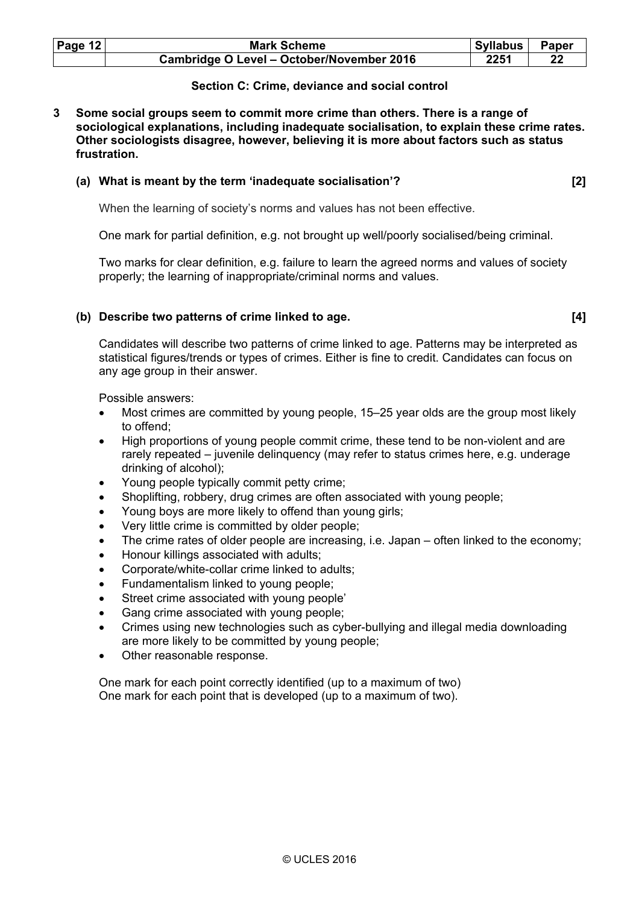## Section C: Crime, deviance and social control

**3 Some social groups seem to commit more crime than others. There is a range of sociological explanations, including inadequate socialisation, to explain these crime rates. Other sociologists disagree, however, believing it is more about factors such as status frustration.**

**(a) What is meant by the term 'inadequate socialisation'? [2]**

When the learning of society's norms and values has not been effective.

One mark for partial definition, e.g. not brought up well/poorly socialised/being criminal.

Two marks for clear definition, e.g. failure to learn the agreed norms and values of society properly; the learning of inappropriate/criminal norms and values.

**(b) Describe two patterns of crime linked to age. [4]**

Candidates will describe two patterns of crime linked to age. Patterns may be interpreted as statistical figures/trends or types of crimes. Either is fine to credit. Candidates can focus on any age group in their answer.

Possible answers:

- Most crimes are committed by young people, 15–25 year olds are the group most likely to offend;
- High proportions of young people commit crime, these tend to be non-violent and are rarely repeated – juvenile delinquency (may refer to status crimes here, e.g. underage drinking of alcohol);
- Young people typically commit petty crime;
- Shoplifting, robbery, drug crimes are often associated with young people;
- Young boys are more likely to offend than young girls;
- Very little crime is committed by older people;
- The crime rates of older people are increasing, i.e. Japan – often linked to the economy;
- Honour killings associated with adults;
- Corporate/white-collar crime linked to adults;
- Fundamentalism linked to young people;
- Street crime associated with young people'
- Gang crime associated with young people;
- Crimes using new technologies such as cyber-bullying and illegal media downloading are more likely to be committed by young people;
- Other reasonable response.

One mark for each point correctly identified (up to a maximum of two)
One mark for each point that is developed (up to a maximum of two).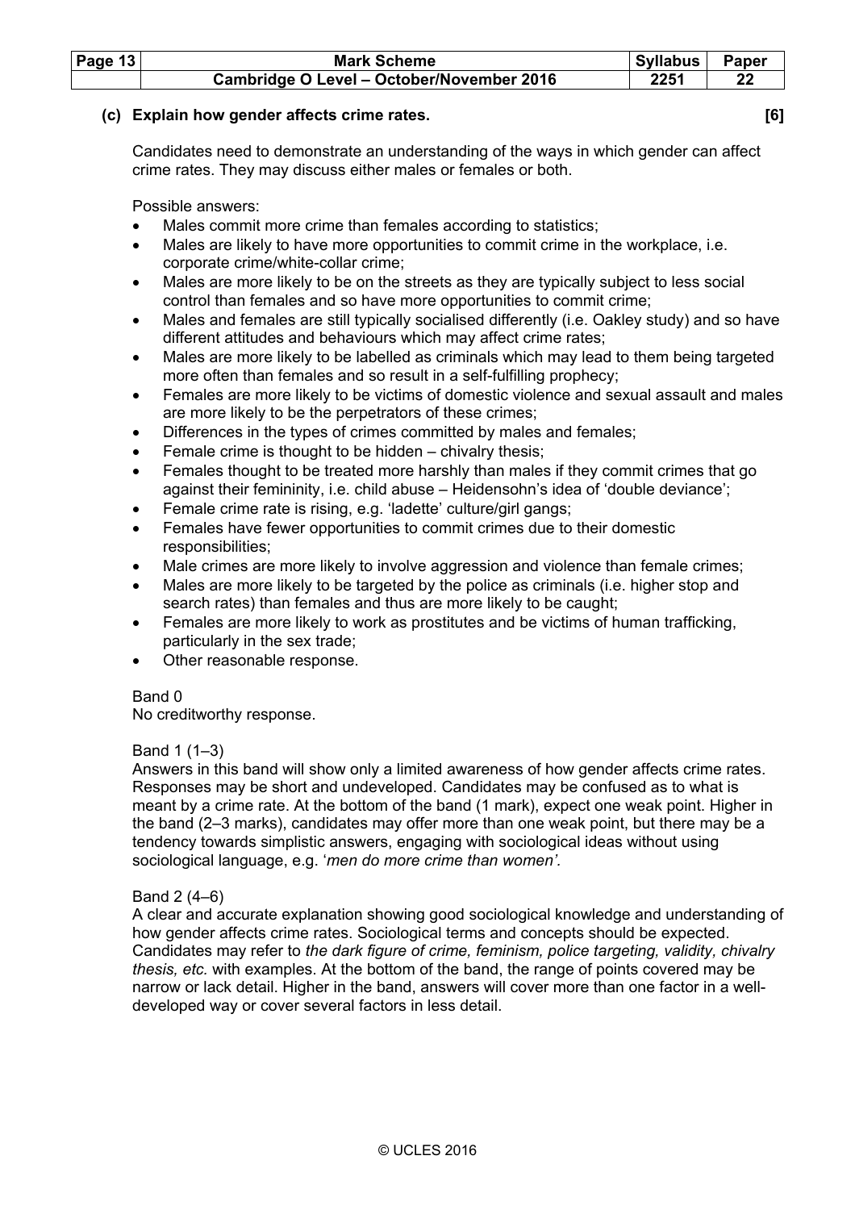**(c) Explain how gender affects crime rates. [6]**

Candidates need to demonstrate an understanding of the ways in which gender can affect crime rates. They may discuss either males or females or both.

Possible answers:

- Males commit more crime than females according to statistics;
- Males are likely to have more opportunities to commit crime in the workplace, i.e. corporate crime/white-collar crime;
- Males are more likely to be on the streets as they are typically subject to less social control than females and so have more opportunities to commit crime;
- Males and females are still typically socialised differently (i.e. Oakley study) and so have different attitudes and behaviours which may affect crime rates;
- Males are more likely to be labelled as criminals which may lead to them being targeted more often than females and so result in a self-fulfilling prophecy;
- Females are more likely to be victims of domestic violence and sexual assault and males are more likely to be the perpetrators of these crimes;
- Differences in the types of crimes committed by males and females;
- Female crime is thought to be hidden – chivalry thesis;
- Females thought to be treated more harshly than males if they commit crimes that go against their femininity, i.e. child abuse – Heidensohn's idea of 'double deviance';
- Female crime rate is rising, e.g. 'ladette' culture/girl gangs;
- Females have fewer opportunities to commit crimes due to their domestic responsibilities;
- Male crimes are more likely to involve aggression and violence than female crimes;
- Males are more likely to be targeted by the police as criminals (i.e. higher stop and search rates) than females and thus are more likely to be caught;
- Females are more likely to work as prostitutes and be victims of human trafficking, particularly in the sex trade;
- Other reasonable response.

Band 0
No creditworthy response.

Band 1 (1–3)
Answers in this band will show only a limited awareness of how gender affects crime rates. Responses may be short and undeveloped. Candidates may be confused as to what is meant by a crime rate. At the bottom of the band (1 mark), expect one weak point. Higher in the band (2–3 marks), candidates may offer more than one weak point, but there may be a tendency towards simplistic answers, engaging with sociological ideas without using sociological language, e.g. '*men do more crime than women'.*

Band 2 (4–6)
A clear and accurate explanation showing good sociological knowledge and understanding of how gender affects crime rates. Sociological terms and concepts should be expected. Candidates may refer to *the dark figure of crime, feminism, police targeting, validity, chivalry thesis, etc.* with examples. At the bottom of the band, the range of points covered may be narrow or lack detail. Higher in the band, answers will cover more than one factor in a well-developed way or cover several factors in less detail.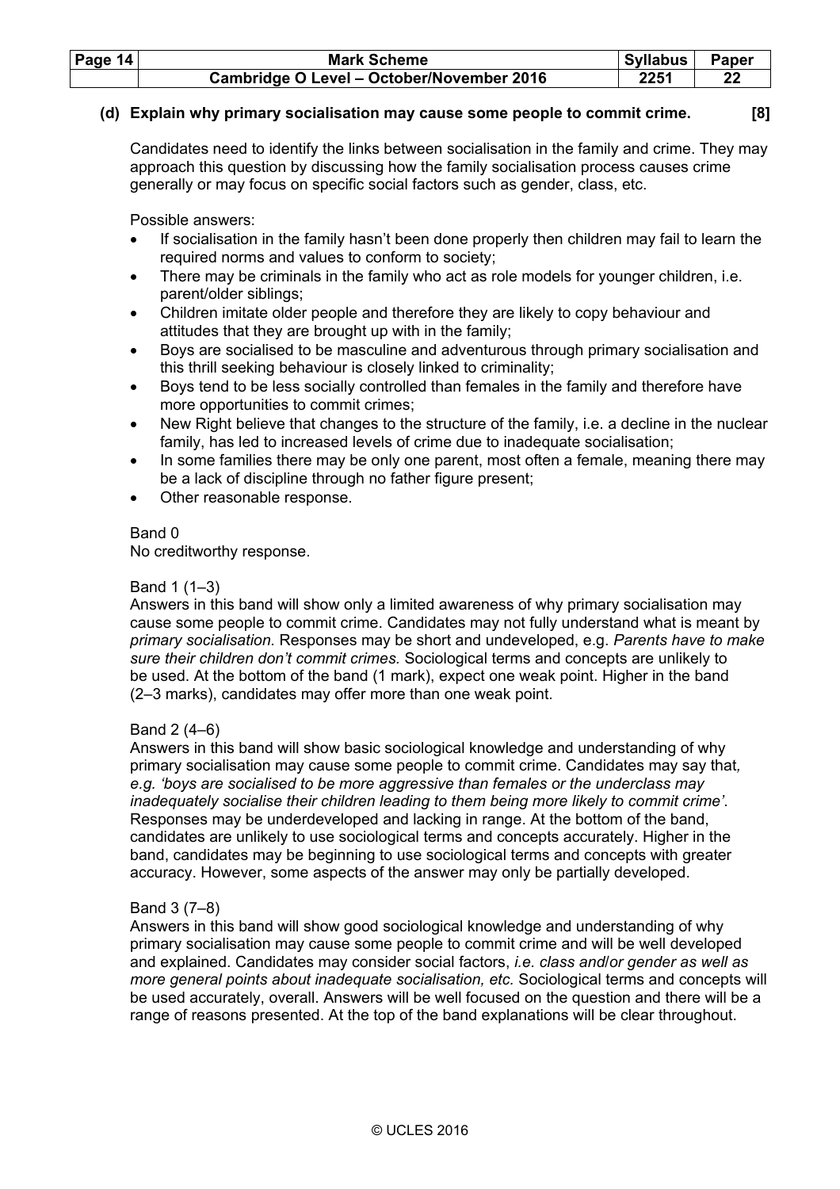**(d) Explain why primary socialisation may cause some people to commit crime. [8]**

Candidates need to identify the links between socialisation in the family and crime. They may approach this question by discussing how the family socialisation process causes crime generally or may focus on specific social factors such as gender, class, etc.

Possible answers:

- If socialisation in the family hasn't been done properly then children may fail to learn the required norms and values to conform to society;
- There may be criminals in the family who act as role models for younger children, i.e. parent/older siblings;
- Children imitate older people and therefore they are likely to copy behaviour and attitudes that they are brought up with in the family;
- Boys are socialised to be masculine and adventurous through primary socialisation and this thrill seeking behaviour is closely linked to criminality;
- Boys tend to be less socially controlled than females in the family and therefore have more opportunities to commit crimes;
- New Right believe that changes to the structure of the family, i.e. a decline in the nuclear family, has led to increased levels of crime due to inadequate socialisation;
- In some families there may be only one parent, most often a female, meaning there may be a lack of discipline through no father figure present;
- Other reasonable response.

Band 0
No creditworthy response.

Band 1 (1–3)
Answers in this band will show only a limited awareness of why primary socialisation may cause some people to commit crime. Candidates may not fully understand what is meant by *primary socialisation.* Responses may be short and undeveloped, e.g. *Parents have to make sure their children don't commit crimes.* Sociological terms and concepts are unlikely to be used. At the bottom of the band (1 mark), expect one weak point. Higher in the band (2–3 marks), candidates may offer more than one weak point.

Band 2 (4–6)
Answers in this band will show basic sociological knowledge and understanding of why primary socialisation may cause some people to commit crime. Candidates may say that, *e.g. 'boys are socialised to be more aggressive than females or the underclass may inadequately socialise their children leading to them being more likely to commit crime'*. Responses may be underdeveloped and lacking in range. At the bottom of the band, candidates are unlikely to use sociological terms and concepts accurately. Higher in the band, candidates may be beginning to use sociological terms and concepts with greater accuracy. However, some aspects of the answer may only be partially developed.

Band 3 (7–8)
Answers in this band will show good sociological knowledge and understanding of why primary socialisation may cause some people to commit crime and will be well developed and explained. Candidates may consider social factors, *i.e. class and/or gender as well as more general points about inadequate socialisation, etc.* Sociological terms and concepts will be used accurately, overall. Answers will be well focused on the question and there will be a range of reasons presented. At the top of the band explanations will be clear throughout.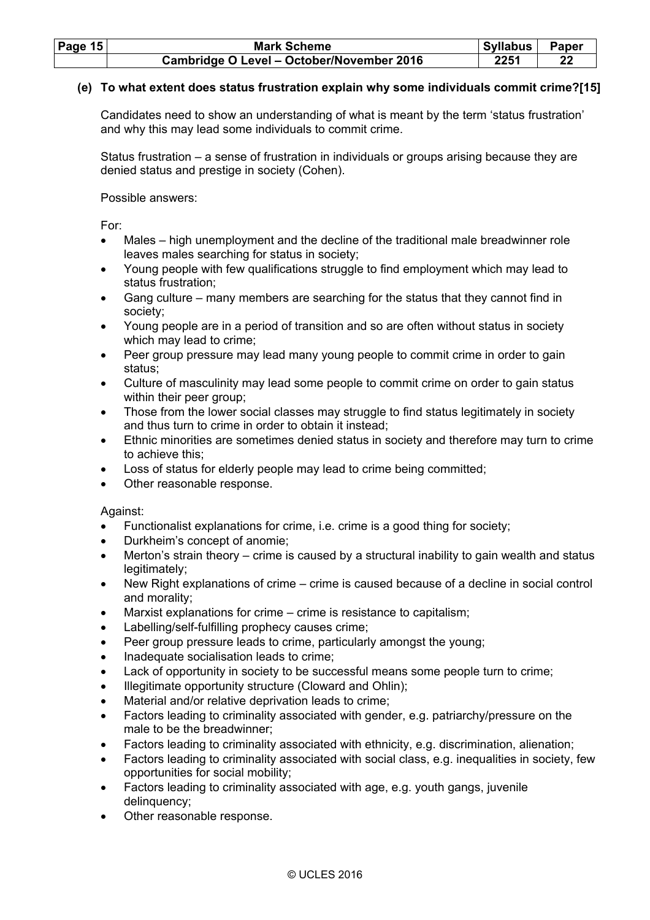**(e) To what extent does status frustration explain why some individuals commit crime?[15]**

Candidates need to show an understanding of what is meant by the term 'status frustration' and why this may lead some individuals to commit crime.

Status frustration – a sense of frustration in individuals or groups arising because they are denied status and prestige in society (Cohen).

Possible answers:

For:

- Males – high unemployment and the decline of the traditional male breadwinner role leaves males searching for status in society;
- Young people with few qualifications struggle to find employment which may lead to status frustration;
- Gang culture – many members are searching for the status that they cannot find in society;
- Young people are in a period of transition and so are often without status in society which may lead to crime;
- Peer group pressure may lead many young people to commit crime in order to gain status;
- Culture of masculinity may lead some people to commit crime on order to gain status within their peer group;
- Those from the lower social classes may struggle to find status legitimately in society and thus turn to crime in order to obtain it instead;
- Ethnic minorities are sometimes denied status in society and therefore may turn to crime to achieve this;
- Loss of status for elderly people may lead to crime being committed;
- Other reasonable response.

Against:

- Functionalist explanations for crime, i.e. crime is a good thing for society;
- Durkheim's concept of anomie;
- Merton's strain theory – crime is caused by a structural inability to gain wealth and status legitimately;
- New Right explanations of crime – crime is caused because of a decline in social control and morality;
- Marxist explanations for crime – crime is resistance to capitalism;
- Labelling/self-fulfilling prophecy causes crime;
- Peer group pressure leads to crime, particularly amongst the young;
- Inadequate socialisation leads to crime;
- Lack of opportunity in society to be successful means some people turn to crime;
- Illegitimate opportunity structure (Cloward and Ohlin);
- Material and/or relative deprivation leads to crime;
- Factors leading to criminality associated with gender, e.g. patriarchy/pressure on the male to be the breadwinner;
- Factors leading to criminality associated with ethnicity, e.g. discrimination, alienation;
- Factors leading to criminality associated with social class, e.g. inequalities in society, few opportunities for social mobility;
- Factors leading to criminality associated with age, e.g. youth gangs, juvenile delinquency;
- Other reasonable response.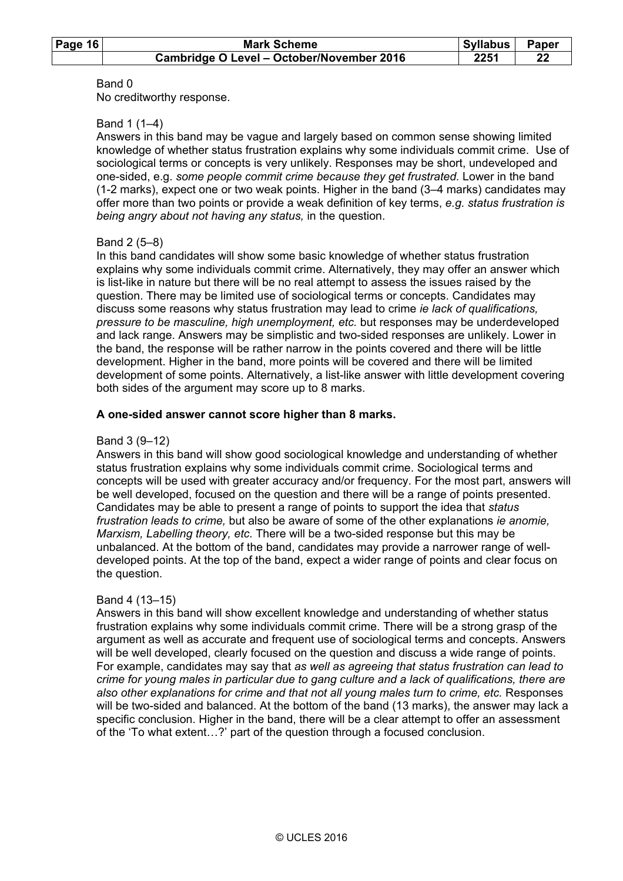Band 0
No creditworthy response.

Band 1 (1–4)
Answers in this band may be vague and largely based on common sense showing limited knowledge of whether status frustration explains why some individuals commit crime. Use of sociological terms or concepts is very unlikely. Responses may be short, undeveloped and one-sided, e.g. *some people commit crime because they get frustrated.* Lower in the band (1-2 marks), expect one or two weak points. Higher in the band (3–4 marks) candidates may offer more than two points or provide a weak definition of key terms, *e.g. status frustration is being angry about not having any status,* in the question.

Band 2 (5–8)
In this band candidates will show some basic knowledge of whether status frustration explains why some individuals commit crime. Alternatively, they may offer an answer which is list-like in nature but there will be no real attempt to assess the issues raised by the question. There may be limited use of sociological terms or concepts. Candidates may discuss some reasons why status frustration may lead to crime *ie lack of qualifications, pressure to be masculine, high unemployment, etc.* but responses may be underdeveloped and lack range. Answers may be simplistic and two-sided responses are unlikely. Lower in the band, the response will be rather narrow in the points covered and there will be little development. Higher in the band, more points will be covered and there will be limited development of some points. Alternatively, a list-like answer with little development covering both sides of the argument may score up to 8 marks.

**A one-sided answer cannot score higher than 8 marks.**

Band 3 (9–12)
Answers in this band will show good sociological knowledge and understanding of whether status frustration explains why some individuals commit crime. Sociological terms and concepts will be used with greater accuracy and/or frequency. For the most part, answers will be well developed, focused on the question and there will be a range of points presented. Candidates may be able to present a range of points to support the idea that *status frustration leads to crime,* but also be aware of some of the other explanations *ie anomie, Marxism, Labelling theory, etc.* There will be a two-sided response but this may be unbalanced. At the bottom of the band, candidates may provide a narrower range of well-developed points. At the top of the band, expect a wider range of points and clear focus on the question.

Band 4 (13–15)
Answers in this band will show excellent knowledge and understanding of whether status frustration explains why some individuals commit crime. There will be a strong grasp of the argument as well as accurate and frequent use of sociological terms and concepts. Answers will be well developed, clearly focused on the question and discuss a wide range of points. For example, candidates may say that *as well as agreeing that status frustration can lead to crime for young males in particular due to gang culture and a lack of qualifications, there are also other explanations for crime and that not all young males turn to crime, etc.* Responses will be two-sided and balanced. At the bottom of the band (13 marks), the answer may lack a specific conclusion. Higher in the band, there will be a clear attempt to offer an assessment of the 'To what extent…?' part of the question through a focused conclusion.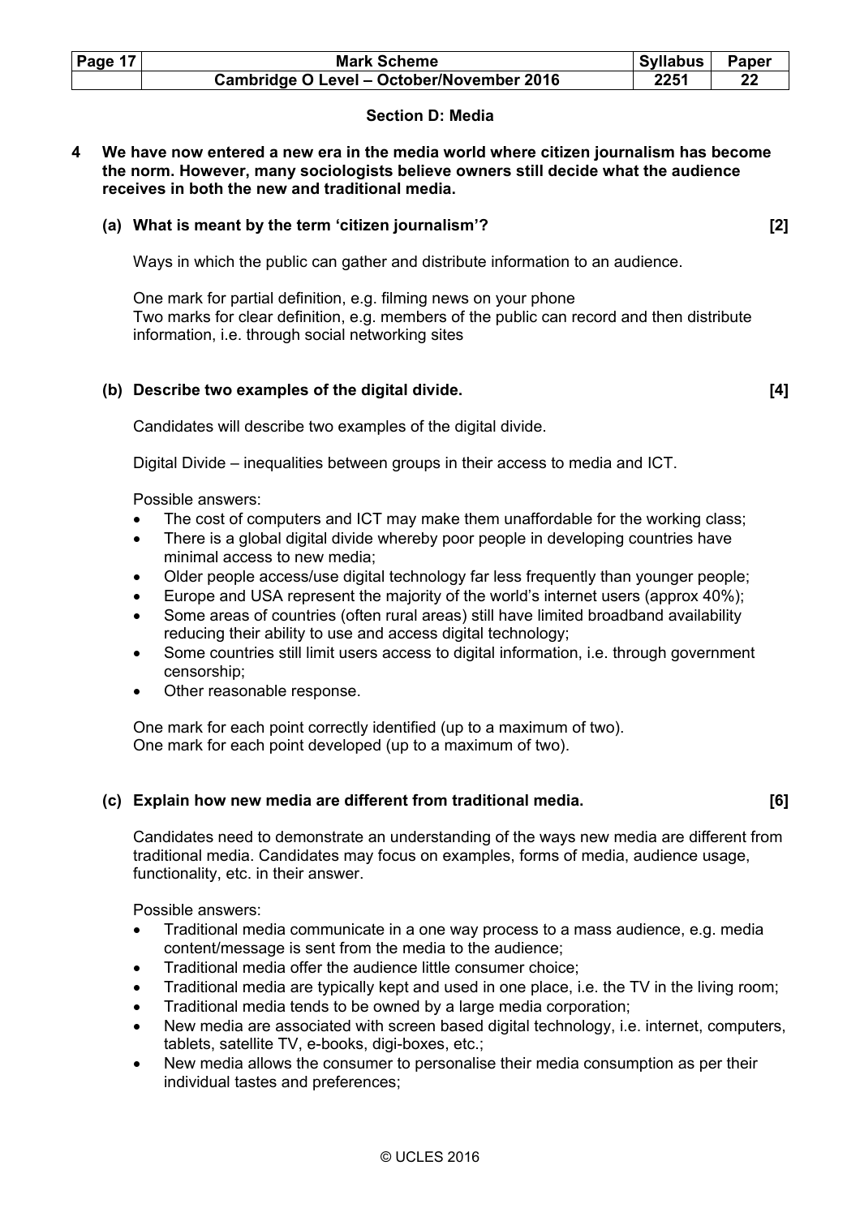## Section D: Media

**4 We have now entered a new era in the media world where citizen journalism has become the norm. However, many sociologists believe owners still decide what the audience receives in both the new and traditional media.**

**(a) What is meant by the term 'citizen journalism'? [2]**

Ways in which the public can gather and distribute information to an audience.

One mark for partial definition, e.g. filming news on your phone
Two marks for clear definition, e.g. members of the public can record and then distribute information, i.e. through social networking sites

**(b) Describe two examples of the digital divide. [4]**

Candidates will describe two examples of the digital divide.

Digital Divide – inequalities between groups in their access to media and ICT.

Possible answers:

- The cost of computers and ICT may make them unaffordable for the working class;
- There is a global digital divide whereby poor people in developing countries have minimal access to new media;
- Older people access/use digital technology far less frequently than younger people;
- Europe and USA represent the majority of the world's internet users (approx 40%);
- Some areas of countries (often rural areas) still have limited broadband availability reducing their ability to use and access digital technology;
- Some countries still limit users access to digital information, i.e. through government censorship;
- Other reasonable response.

One mark for each point correctly identified (up to a maximum of two).
One mark for each point developed (up to a maximum of two).

**(c) Explain how new media are different from traditional media. [6]**

Candidates need to demonstrate an understanding of the ways new media are different from traditional media. Candidates may focus on examples, forms of media, audience usage, functionality, etc. in their answer.

Possible answers:

- Traditional media communicate in a one way process to a mass audience, e.g. media content/message is sent from the media to the audience;
- Traditional media offer the audience little consumer choice;
- Traditional media are typically kept and used in one place, i.e. the TV in the living room;
- Traditional media tends to be owned by a large media corporation;
- New media are associated with screen based digital technology, i.e. internet, computers, tablets, satellite TV, e-books, digi-boxes, etc.;
- New media allows the consumer to personalise their media consumption as per their individual tastes and preferences;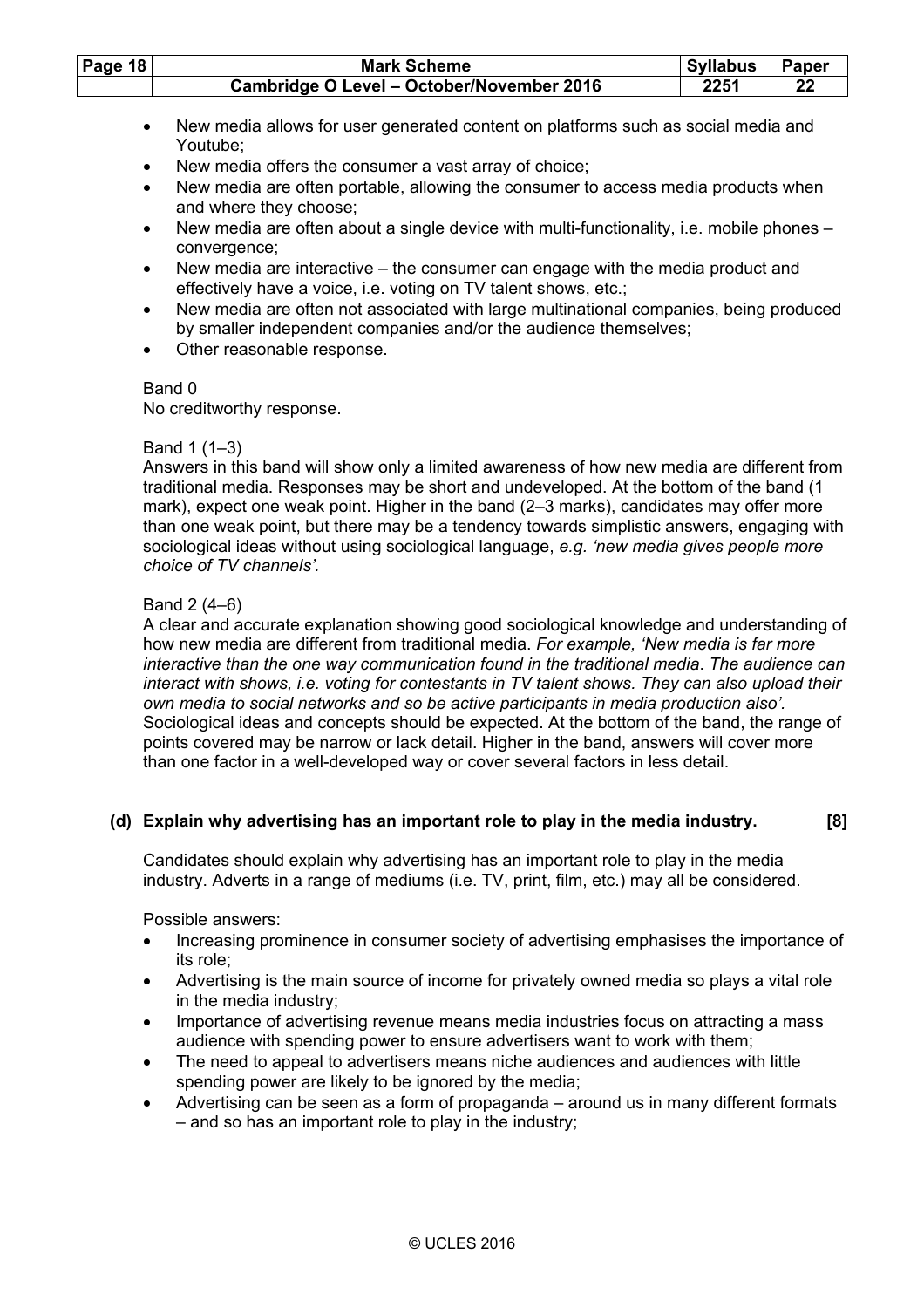- New media allows for user generated content on platforms such as social media and Youtube;
- New media offers the consumer a vast array of choice;
- New media are often portable, allowing the consumer to access media products when and where they choose;
- New media are often about a single device with multi-functionality, i.e. mobile phones – convergence;
- New media are interactive – the consumer can engage with the media product and effectively have a voice, i.e. voting on TV talent shows, etc.;
- New media are often not associated with large multinational companies, being produced by smaller independent companies and/or the audience themselves;
- Other reasonable response.

Band 0
No creditworthy response.

Band 1 (1–3)
Answers in this band will show only a limited awareness of how new media are different from traditional media. Responses may be short and undeveloped. At the bottom of the band (1 mark), expect one weak point. Higher in the band (2–3 marks), candidates may offer more than one weak point, but there may be a tendency towards simplistic answers, engaging with sociological ideas without using sociological language, *e.g. 'new media gives people more choice of TV channels'.*

Band 2 (4–6)
A clear and accurate explanation showing good sociological knowledge and understanding of how new media are different from traditional media. *For example, 'New media is far more interactive than the one way communication found in the traditional media. The audience can interact with shows, i.e. voting for contestants in TV talent shows. They can also upload their own media to social networks and so be active participants in media production also'.* Sociological ideas and concepts should be expected. At the bottom of the band, the range of points covered may be narrow or lack detail. Higher in the band, answers will cover more than one factor in a well-developed way or cover several factors in less detail.

**(d) Explain why advertising has an important role to play in the media industry. [8]**

Candidates should explain why advertising has an important role to play in the media industry. Adverts in a range of mediums (i.e. TV, print, film, etc.) may all be considered.

Possible answers:

- Increasing prominence in consumer society of advertising emphasises the importance of its role;
- Advertising is the main source of income for privately owned media so plays a vital role in the media industry;
- Importance of advertising revenue means media industries focus on attracting a mass audience with spending power to ensure advertisers want to work with them;
- The need to appeal to advertisers means niche audiences and audiences with little spending power are likely to be ignored by the media;
- Advertising can be seen as a form of propaganda – around us in many different formats – and so has an important role to play in the industry;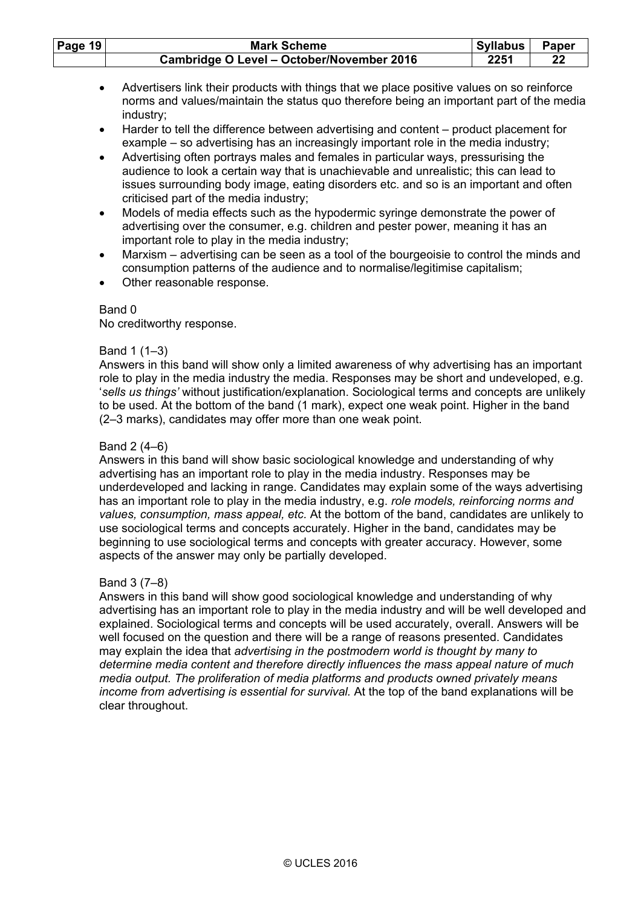- Advertisers link their products with things that we place positive values on so reinforce norms and values/maintain the status quo therefore being an important part of the media industry;
- Harder to tell the difference between advertising and content – product placement for example – so advertising has an increasingly important role in the media industry;
- Advertising often portrays males and females in particular ways, pressurising the audience to look a certain way that is unachievable and unrealistic; this can lead to issues surrounding body image, eating disorders etc. and so is an important and often criticised part of the media industry;
- Models of media effects such as the hypodermic syringe demonstrate the power of advertising over the consumer, e.g. children and pester power, meaning it has an important role to play in the media industry;
- Marxism – advertising can be seen as a tool of the bourgeoisie to control the minds and consumption patterns of the audience and to normalise/legitimise capitalism;
- Other reasonable response.

Band 0
No creditworthy response.

Band 1 (1–3)
Answers in this band will show only a limited awareness of why advertising has an important role to play in the media industry the media. Responses may be short and undeveloped, e.g. '*sells us things'* without justification/explanation. Sociological terms and concepts are unlikely to be used. At the bottom of the band (1 mark), expect one weak point. Higher in the band (2–3 marks), candidates may offer more than one weak point.

Band 2 (4–6)
Answers in this band will show basic sociological knowledge and understanding of why advertising has an important role to play in the media industry. Responses may be underdeveloped and lacking in range. Candidates may explain some of the ways advertising has an important role to play in the media industry, e.g. *role models, reinforcing norms and values, consumption, mass appeal, etc.* At the bottom of the band, candidates are unlikely to use sociological terms and concepts accurately. Higher in the band, candidates may be beginning to use sociological terms and concepts with greater accuracy. However, some aspects of the answer may only be partially developed.

Band 3 (7–8)
Answers in this band will show good sociological knowledge and understanding of why advertising has an important role to play in the media industry and will be well developed and explained. Sociological terms and concepts will be used accurately, overall. Answers will be well focused on the question and there will be a range of reasons presented. Candidates may explain the idea that *advertising in the postmodern world is thought by many to determine media content and therefore directly influences the mass appeal nature of much media output. The proliferation of media platforms and products owned privately means income from advertising is essential for survival.* At the top of the band explanations will be clear throughout.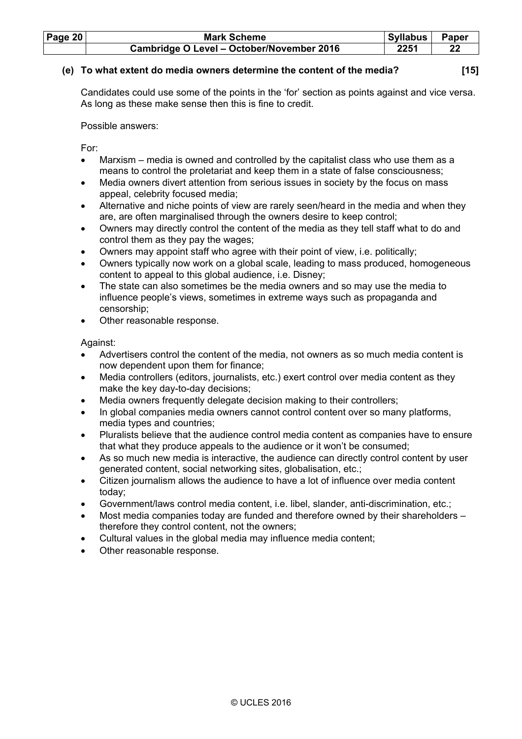**(e) To what extent do media owners determine the content of the media? [15]**

Candidates could use some of the points in the 'for' section as points against and vice versa. As long as these make sense then this is fine to credit.

Possible answers:

For:

- Marxism – media is owned and controlled by the capitalist class who use them as a means to control the proletariat and keep them in a state of false consciousness;
- Media owners divert attention from serious issues in society by the focus on mass appeal, celebrity focused media;
- Alternative and niche points of view are rarely seen/heard in the media and when they are, are often marginalised through the owners desire to keep control;
- Owners may directly control the content of the media as they tell staff what to do and control them as they pay the wages;
- Owners may appoint staff who agree with their point of view, i.e. politically;
- Owners typically now work on a global scale, leading to mass produced, homogeneous content to appeal to this global audience, i.e. Disney;
- The state can also sometimes be the media owners and so may use the media to influence people's views, sometimes in extreme ways such as propaganda and censorship;
- Other reasonable response.

Against:

- Advertisers control the content of the media, not owners as so much media content is now dependent upon them for finance;
- Media controllers (editors, journalists, etc.) exert control over media content as they make the key day-to-day decisions;
- Media owners frequently delegate decision making to their controllers;
- In global companies media owners cannot control content over so many platforms, media types and countries;
- Pluralists believe that the audience control media content as companies have to ensure that what they produce appeals to the audience or it won't be consumed;
- As so much new media is interactive, the audience can directly control content by user generated content, social networking sites, globalisation, etc.;
- Citizen journalism allows the audience to have a lot of influence over media content today;
- Government/laws control media content, i.e. libel, slander, anti-discrimination, etc.;
- Most media companies today are funded and therefore owned by their shareholders – therefore they control content, not the owners;
- Cultural values in the global media may influence media content;
- Other reasonable response.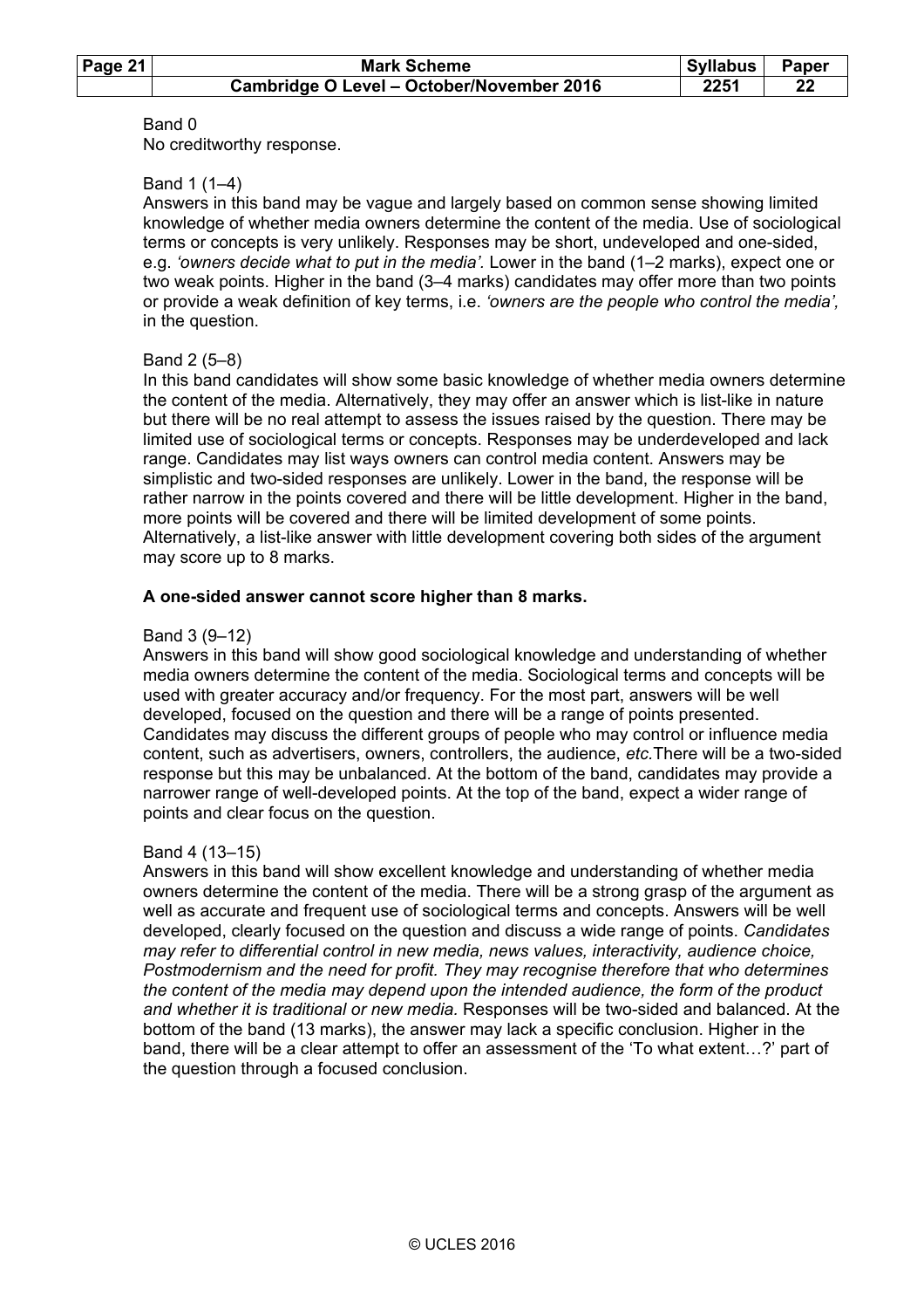Band 0
No creditworthy response.

Band 1 (1–4)
Answers in this band may be vague and largely based on common sense showing limited knowledge of whether media owners determine the content of the media. Use of sociological terms or concepts is very unlikely. Responses may be short, undeveloped and one-sided, e.g. *'owners decide what to put in the media'.* Lower in the band (1–2 marks), expect one or two weak points. Higher in the band (3–4 marks) candidates may offer more than two points or provide a weak definition of key terms, i.e. *'owners are the people who control the media',* in the question.

Band 2 (5–8)
In this band candidates will show some basic knowledge of whether media owners determine the content of the media. Alternatively, they may offer an answer which is list-like in nature but there will be no real attempt to assess the issues raised by the question. There may be limited use of sociological terms or concepts. Responses may be underdeveloped and lack range. Candidates may list ways owners can control media content. Answers may be simplistic and two-sided responses are unlikely. Lower in the band, the response will be rather narrow in the points covered and there will be little development. Higher in the band, more points will be covered and there will be limited development of some points. Alternatively, a list-like answer with little development covering both sides of the argument may score up to 8 marks.

**A one-sided answer cannot score higher than 8 marks.**

Band 3 (9–12)
Answers in this band will show good sociological knowledge and understanding of whether media owners determine the content of the media. Sociological terms and concepts will be used with greater accuracy and/or frequency. For the most part, answers will be well developed, focused on the question and there will be a range of points presented. Candidates may discuss the different groups of people who may control or influence media content, such as advertisers, owners, controllers, the audience, *etc.* There will be a two-sided response but this may be unbalanced. At the bottom of the band, candidates may provide a narrower range of well-developed points. At the top of the band, expect a wider range of points and clear focus on the question.

Band 4 (13–15)
Answers in this band will show excellent knowledge and understanding of whether media owners determine the content of the media. There will be a strong grasp of the argument as well as accurate and frequent use of sociological terms and concepts. Answers will be well developed, clearly focused on the question and discuss a wide range of points. *Candidates may refer to differential control in new media, news values, interactivity, audience choice, Postmodernism and the need for profit. They may recognise therefore that who determines the content of the media may depend upon the intended audience, the form of the product and whether it is traditional or new media.* Responses will be two-sided and balanced. At the bottom of the band (13 marks), the answer may lack a specific conclusion. Higher in the band, there will be a clear attempt to offer an assessment of the 'To what extent…?' part of the question through a focused conclusion.